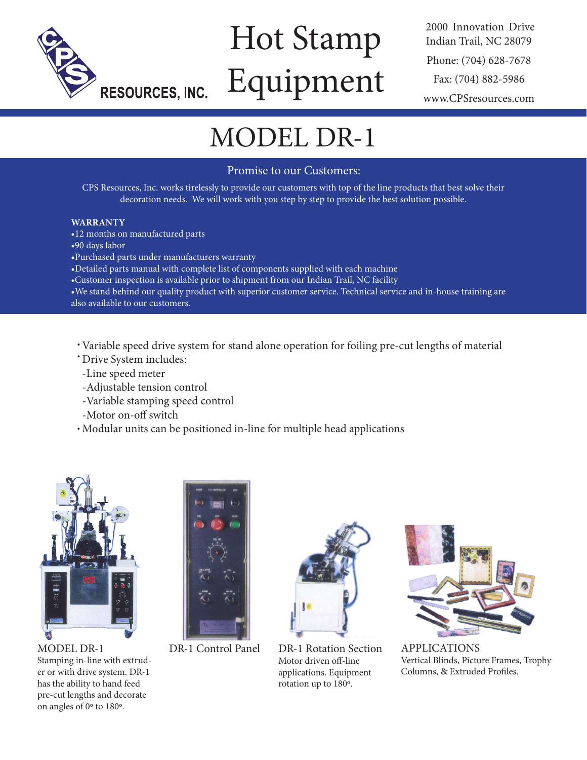CPS RESOURCES, INC.

# Hot Stamp Equipment

2000 Innovation Drive
Indian Trail, NC 28079

Phone: (704) 628-7678

Fax: (704) 882-5986

www.CPSresources.com

# MODEL DR-1

## Promise to our Customers:

CPS Resources, Inc. works tirelessly to provide our customers with top of the line products that best solve their decoration needs. We will work with you step by step to provide the best solution possible.

**WARRANTY**

- 12 months on manufactured parts
- 90 days labor
- Purchased parts under manufacturers warranty
- Detailed parts manual with complete list of components supplied with each machine
- Customer inspection is available prior to shipment from our Indian Trail, NC facility
- We stand behind our quality product with superior customer service. Technical service and in-house training are also available to our customers.

- Variable speed drive system for stand alone operation for foiling pre-cut lengths of material
- Drive System includes:
  - -Line speed meter
  - -Adjustable tension control
  - -Variable stamping speed control
  - -Motor on-off switch
- Modular units can be positioned in-line for multiple head applications

MODEL DR-1
Stamping in-line with extruder or with drive system. DR-1 has the ability to hand feed pre-cut lengths and decorate on angles of 0º to 180º.

DR-1 Control Panel

DR-1 Rotation Section
Motor driven off-line applications. Equipment rotation up to 180º.

APPLICATIONS
Vertical Blinds, Picture Frames, Trophy Columns, & Extruded Profiles.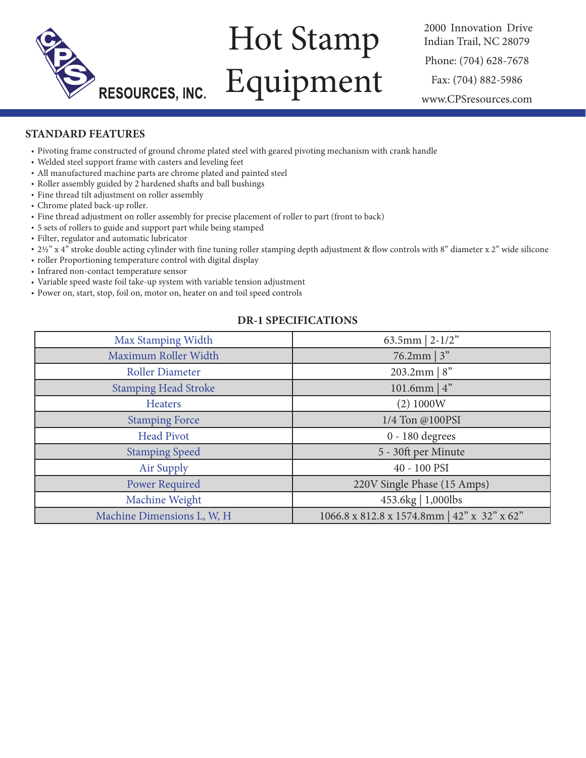# Hot Stamp Equipment

CPS RESOURCES, INC.

2000 Innovation Drive
Indian Trail, NC 28079

Phone: (704) 628-7678

Fax: (704) 882-5986

www.CPSresources.com

## STANDARD FEATURES

- Pivoting frame constructed of ground chrome plated steel with geared pivoting mechanism with crank handle
- Welded steel support frame with casters and leveling feet
- All manufactured machine parts are chrome plated and painted steel
- Roller assembly guided by 2 hardened shafts and ball bushings
- Fine thread tilt adjustment on roller assembly
- Chrome plated back-up roller.
- Fine thread adjustment on roller assembly for precise placement of roller to part (front to back)
- 5 sets of rollers to guide and support part while being stamped
- Filter, regulator and automatic lubricator
- 2½" x 4" stroke double acting cylinder with fine tuning roller stamping depth adjustment & flow controls with 8" diameter x 2" wide silicone
- roller Proportioning temperature control with digital display
- Infrared non-contact temperature sensor
- Variable speed waste foil take-up system with variable tension adjustment
- Power on, start, stop, foil on, motor on, heater on and toil speed controls

## DR-1 SPECIFICATIONS

| | |
|---|---|
| Max Stamping Width | 63.5mm \| 2-1/2" |
| Maximum Roller Width | 76.2mm \| 3" |
| Roller Diameter | 203.2mm \| 8" |
| Stamping Head Stroke | 101.6mm \| 4" |
| Heaters | (2) 1000W |
| Stamping Force | 1/4 Ton @100PSI |
| Head Pivot | 0 - 180 degrees |
| Stamping Speed | 5 - 30ft per Minute |
| Air Supply | 40 - 100 PSI |
| Power Required | 220V Single Phase (15 Amps) |
| Machine Weight | 453.6kg \| 1,000lbs |
| Machine Dimensions L, W, H | 1066.8 x 812.8 x 1574.8mm \| 42" x 32" x 62" |